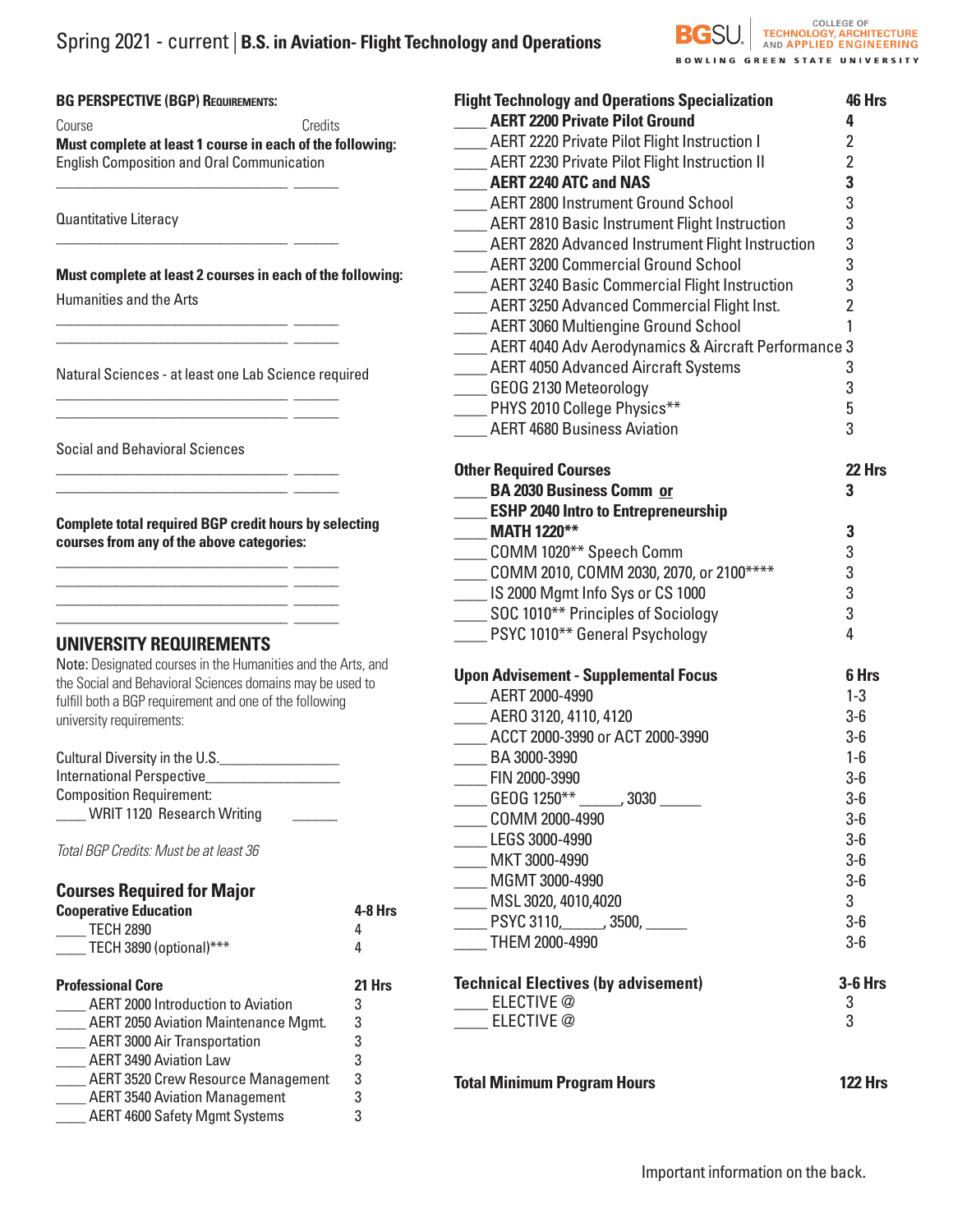# Spring 2021 - current | **B.S. in Aviation- Flight Technology and Operations**

COLLEGE OF TECHNOLOGY, ARCHITECTURE AND APPLIED ENGINEERING
BGSU BOWLING GREEN STATE UNIVERSITY

## BG PERSPECTIVE (BGP) REQUIREMENTS:

Course ______ Credits

**Must complete at least 1 course in each of the following:**

English Composition and Oral Communication

______________________________ ______

Quantitative Literacy

______________________________ ______

**Must complete at least 2 courses in each of the following:**

Humanities and the Arts

______________________________ ______
______________________________ ______

Natural Sciences - at least one Lab Science required

______________________________ ______
______________________________ ______

Social and Behavioral Sciences

______________________________ ______
______________________________ ______

**Complete total required BGP credit hours by selecting courses from any of the above categories:**

______________________________ ______
______________________________ ______
______________________________ ______
______________________________ ______

## UNIVERSITY REQUIREMENTS

Note: Designated courses in the Humanities and the Arts, and the Social and Behavioral Sciences domains may be used to fulfill both a BGP requirement and one of the following university requirements:

Cultural Diversity in the U.S.________________

International Perspective__________________

Composition Requirement:

____ WRIT 1120 Research Writing ______

*Total BGP Credits: Must be at least 36*

## Courses Required for Major

| **Cooperative Education** | **4-8 Hrs** |
|---|---|
| ____ TECH 2890 | 4 |
| ____ TECH 3890 (optional)*** | 4 |

| **Professional Core** | **21 Hrs** |
|---|---|
| ____ AERT 2000 Introduction to Aviation | 3 |
| ____ AERT 2050 Aviation Maintenance Mgmt. | 3 |
| ____ AERT 3000 Air Transportation | 3 |
| ____ AERT 3490 Aviation Law | 3 |
| ____ AERT 3520 Crew Resource Management | 3 |
| ____ AERT 3540 Aviation Management | 3 |
| ____ AERT 4600 Safety Mgmt Systems | 3 |

| **Flight Technology and Operations Specialization** | **46 Hrs** |
|---|---|
| ____ **AERT 2200 Private Pilot Ground** | **4** |
| ____ AERT 2220 Private Pilot Flight Instruction I | 2 |
| ____ AERT 2230 Private Pilot Flight Instruction II | 2 |
| ____ **AERT 2240 ATC and NAS** | **3** |
| ____ AERT 2800 Instrument Ground School | 3 |
| ____ AERT 2810 Basic Instrument Flight Instruction | 3 |
| ____ AERT 2820 Advanced Instrument Flight Instruction | 3 |
| ____ AERT 3200 Commercial Ground School | 3 |
| ____ AERT 3240 Basic Commercial Flight Instruction | 3 |
| ____ AERT 3250 Advanced Commercial Flight Inst. | 2 |
| ____ AERT 3060 Multiengine Ground School | 1 |
| ____ AERT 4040 Adv Aerodynamics & Aircraft Performance | 3 |
| ____ AERT 4050 Advanced Aircraft Systems | 3 |
| ____ GEOG 2130 Meteorology | 3 |
| ____ PHYS 2010 College Physics** | 5 |
| ____ AERT 4680 Business Aviation | 3 |

| **Other Required Courses** | **22 Hrs** |
|---|---|
| ____ **BA 2030 Business Comm <u>or</u>** | **3** |
| ____ **ESHP 2040 Intro to Entrepreneurship** | |
| ____ **MATH 1220**** | **3** |
| ____ COMM 1020** Speech Comm | 3 |
| ____ COMM 2010, COMM 2030, 2070, or 2100**** | 3 |
| ____ IS 2000 Mgmt Info Sys or CS 1000 | 3 |
| ____ SOC 1010** Principles of Sociology | 3 |
| ____ PSYC 1010** General Psychology | 4 |

| **Upon Advisement - Supplemental Focus** | **6 Hrs** |
|---|---|
| ____ AERT 2000-4990 | 1-3 |
| ____ AERO 3120, 4110, 4120 | 3-6 |
| ____ ACCT 2000-3990 or ACT 2000-3990 | 3-6 |
| ____ BA 3000-3990 | 1-6 |
| ____ FIN 2000-3990 | 3-6 |
| ____ GEOG 1250** _____, 3030 _____ | 3-6 |
| ____ COMM 2000-4990 | 3-6 |
| ____ LEGS 3000-4990 | 3-6 |
| ____ MKT 3000-4990 | 3-6 |
| ____ MGMT 3000-4990 | 3-6 |
| ____ MSL 3020, 4010,4020 | 3 |
| ____ PSYC 3110,_____, 3500, _____ | 3-6 |
| ____ THEM 2000-4990 | 3-6 |

| **Technical Electives (by advisement)** | **3-6 Hrs** |
|---|---|
| ____ ELECTIVE @ | 3 |
| ____ ELECTIVE @ | 3 |

| **Total Minimum Program Hours** | **122 Hrs** |
|---|---|

Important information on the back.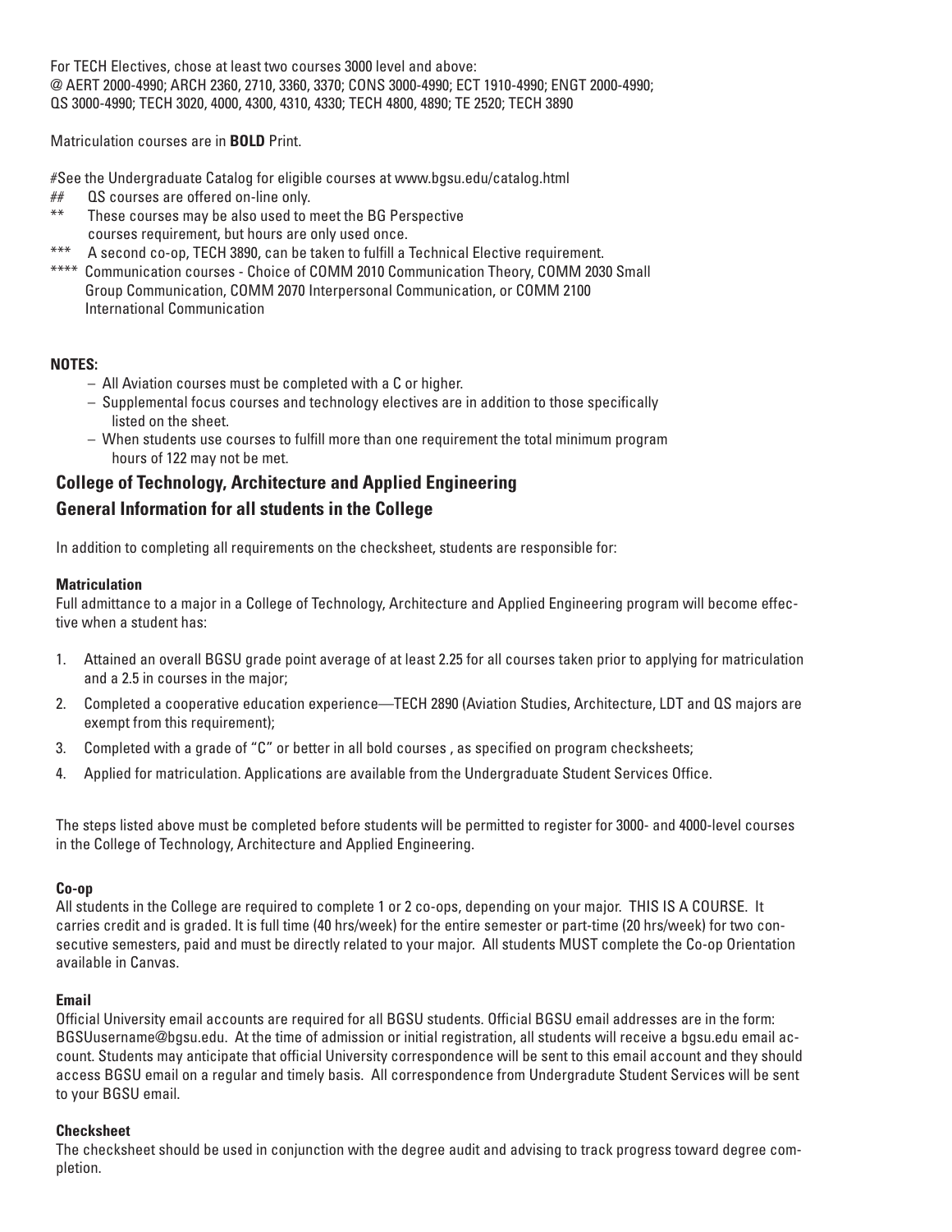For TECH Electives, chose at least two courses 3000 level and above:
@ AERT 2000-4990; ARCH 2360, 2710, 3360, 3370; CONS 3000-4990; ECT 1910-4990; ENGT 2000-4990; QS 3000-4990; TECH 3020, 4000, 4300, 4310, 4330; TECH 4800, 4890; TE 2520; TECH 3890

Matriculation courses are in **BOLD** Print.

#See the Undergraduate Catalog for eligible courses at www.bgsu.edu/catalog.html

## QS courses are offered on-line only.

** These courses may be also used to meet the BG Perspective courses requirement, but hours are only used once.

*** A second co-op, TECH 3890, can be taken to fulfill a Technical Elective requirement.

**** Communication courses - Choice of COMM 2010 Communication Theory, COMM 2030 Small Group Communication, COMM 2070 Interpersonal Communication, or COMM 2100 International Communication

**NOTES:**

- All Aviation courses must be completed with a C or higher.
- Supplemental focus courses and technology electives are in addition to those specifically listed on the sheet.
- When students use courses to fulfill more than one requirement the total minimum program hours of 122 may not be met.

## College of Technology, Architecture and Applied Engineering

## General Information for all students in the College

In addition to completing all requirements on the checksheet, students are responsible for:

### Matriculation

Full admittance to a major in a College of Technology, Architecture and Applied Engineering program will become effective when a student has:

1. Attained an overall BGSU grade point average of at least 2.25 for all courses taken prior to applying for matriculation and a 2.5 in courses in the major;
2. Completed a cooperative education experience—TECH 2890 (Aviation Studies, Architecture, LDT and QS majors are exempt from this requirement);
3. Completed with a grade of "C" or better in all bold courses , as specified on program checksheets;
4. Applied for matriculation. Applications are available from the Undergraduate Student Services Office.

The steps listed above must be completed before students will be permitted to register for 3000- and 4000-level courses in the College of Technology, Architecture and Applied Engineering.

### Co-op

All students in the College are required to complete 1 or 2 co-ops, depending on your major. THIS IS A COURSE. It carries credit and is graded. It is full time (40 hrs/week) for the entire semester or part-time (20 hrs/week) for two consecutive semesters, paid and must be directly related to your major. All students MUST complete the Co-op Orientation available in Canvas.

### Email

Official University email accounts are required for all BGSU students. Official BGSU email addresses are in the form: BGSUusername@bgsu.edu. At the time of admission or initial registration, all students will receive a bgsu.edu email account. Students may anticipate that official University correspondence will be sent to this email account and they should access BGSU email on a regular and timely basis. All correspondence from Undergradute Student Services will be sent to your BGSU email.

### Checksheet

The checksheet should be used in conjunction with the degree audit and advising to track progress toward degree completion.